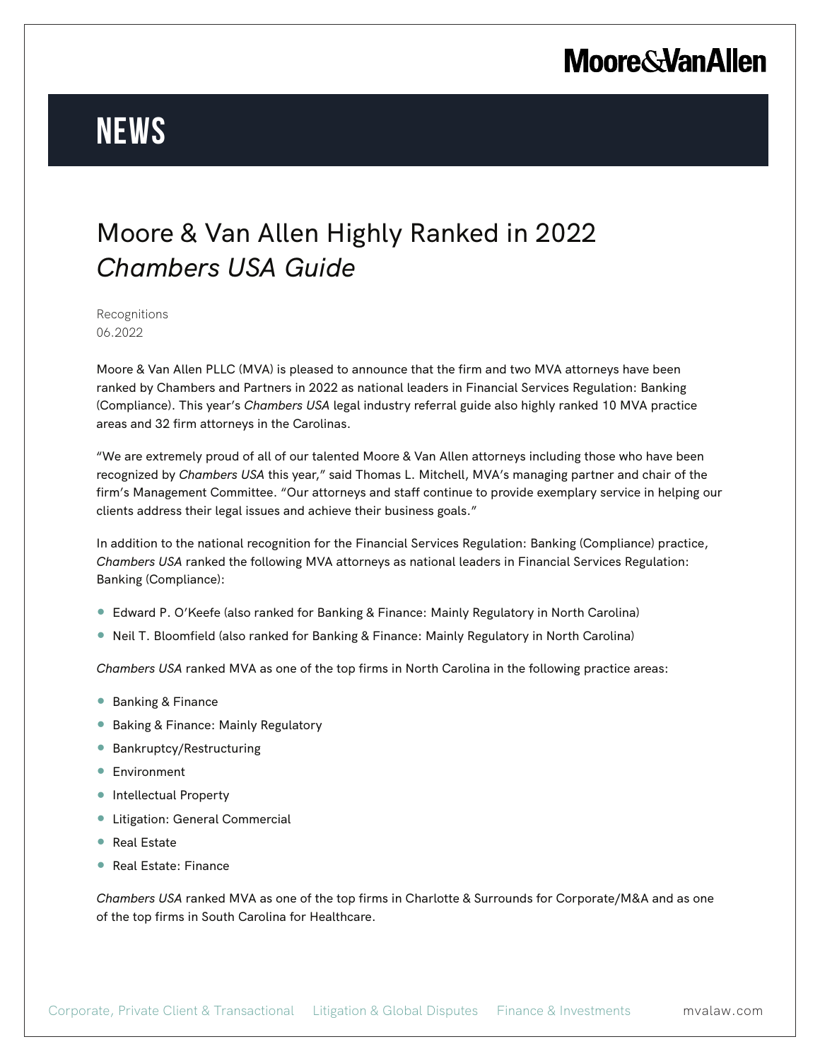# NEWS

## Moore & Van Allen Highly Ranked in 2022 *Chambers USA Guide*

Recognitions
06.2022

Moore & Van Allen PLLC (MVA) is pleased to announce that the firm and two MVA attorneys have been ranked by Chambers and Partners in 2022 as national leaders in Financial Services Regulation: Banking (Compliance). This year's *Chambers USA* legal industry referral guide also highly ranked 10 MVA practice areas and 32 firm attorneys in the Carolinas.

"We are extremely proud of all of our talented Moore & Van Allen attorneys including those who have been recognized by *Chambers USA* this year," said Thomas L. Mitchell, MVA's managing partner and chair of the firm's Management Committee. "Our attorneys and staff continue to provide exemplary service in helping our clients address their legal issues and achieve their business goals."

In addition to the national recognition for the Financial Services Regulation: Banking (Compliance) practice, *Chambers USA* ranked the following MVA attorneys as national leaders in Financial Services Regulation: Banking (Compliance):

- Edward P. O'Keefe (also ranked for Banking & Finance: Mainly Regulatory in North Carolina)
- Neil T. Bloomfield (also ranked for Banking & Finance: Mainly Regulatory in North Carolina)

*Chambers USA* ranked MVA as one of the top firms in North Carolina in the following practice areas:

- Banking & Finance
- Baking & Finance: Mainly Regulatory
- Bankruptcy/Restructuring
- Environment
- Intellectual Property
- Litigation: General Commercial
- Real Estate
- Real Estate: Finance

*Chambers USA* ranked MVA as one of the top firms in Charlotte & Surrounds for Corporate/M&A and as one of the top firms in South Carolina for Healthcare.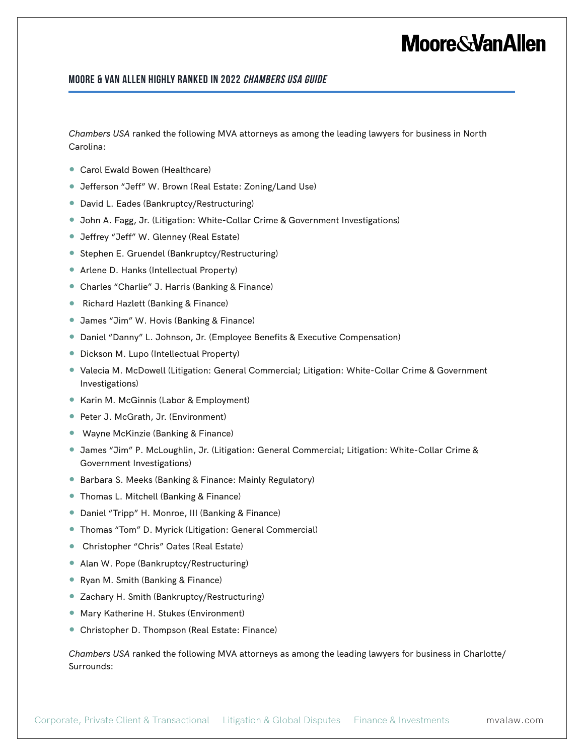## MOORE & VAN ALLEN HIGHLY RANKED IN 2022 *CHAMBERS USA GUIDE*

*Chambers USA* ranked the following MVA attorneys as among the leading lawyers for business in North Carolina:

- Carol Ewald Bowen (Healthcare)
- Jefferson "Jeff" W. Brown (Real Estate: Zoning/Land Use)
- David L. Eades (Bankruptcy/Restructuring)
- John A. Fagg, Jr. (Litigation: White-Collar Crime & Government Investigations)
- Jeffrey "Jeff" W. Glenney (Real Estate)
- Stephen E. Gruendel (Bankruptcy/Restructuring)
- Arlene D. Hanks (Intellectual Property)
- Charles "Charlie" J. Harris (Banking & Finance)
- Richard Hazlett (Banking & Finance)
- James "Jim" W. Hovis (Banking & Finance)
- Daniel "Danny" L. Johnson, Jr. (Employee Benefits & Executive Compensation)
- Dickson M. Lupo (Intellectual Property)
- Valecia M. McDowell (Litigation: General Commercial; Litigation: White-Collar Crime & Government Investigations)
- Karin M. McGinnis (Labor & Employment)
- Peter J. McGrath, Jr. (Environment)
- Wayne McKinzie (Banking & Finance)
- James "Jim" P. McLoughlin, Jr. (Litigation: General Commercial; Litigation: White-Collar Crime & Government Investigations)
- Barbara S. Meeks (Banking & Finance: Mainly Regulatory)
- Thomas L. Mitchell (Banking & Finance)
- Daniel "Tripp" H. Monroe, III (Banking & Finance)
- Thomas "Tom" D. Myrick (Litigation: General Commercial)
- Christopher "Chris" Oates (Real Estate)
- Alan W. Pope (Bankruptcy/Restructuring)
- Ryan M. Smith (Banking & Finance)
- Zachary H. Smith (Bankruptcy/Restructuring)
- Mary Katherine H. Stukes (Environment)
- Christopher D. Thompson (Real Estate: Finance)

*Chambers USA* ranked the following MVA attorneys as among the leading lawyers for business in Charlotte/Surrounds: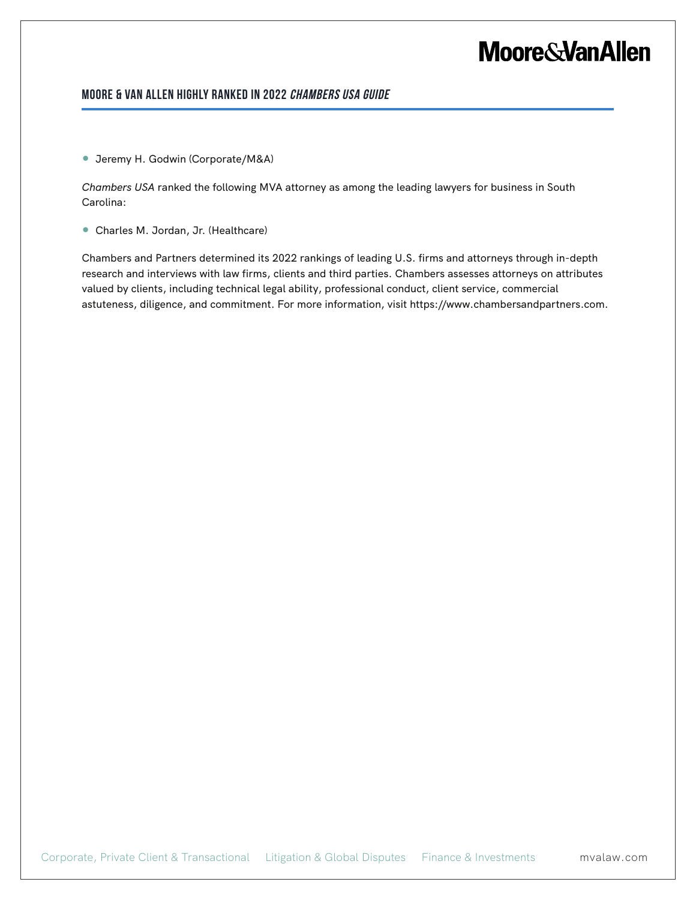- Jeremy H. Godwin (Corporate/M&A)

*Chambers USA* ranked the following MVA attorney as among the leading lawyers for business in South Carolina:

- Charles M. Jordan, Jr. (Healthcare)

Chambers and Partners determined its 2022 rankings of leading U.S. firms and attorneys through in-depth research and interviews with law firms, clients and third parties. Chambers assesses attorneys on attributes valued by clients, including technical legal ability, professional conduct, client service, commercial astuteness, diligence, and commitment. For more information, visit https://www.chambersandpartners.com.